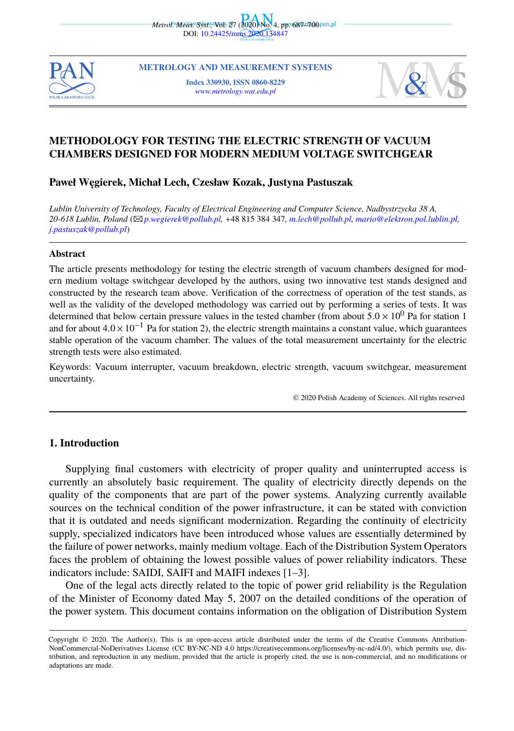# METHODOLOGY FOR TESTING THE ELECTRIC STRENGTH OF VACUUM CHAMBERS DESIGNED FOR MODERN MEDIUM VOLTAGE SWITCHGEAR

**Paweł Węgierek, Michał Lech, Czesław Kozak, Justyna Pastuszak**

*Lublin University of Technology, Faculty of Electrical Engineering and Computer Science, Nadbystrzycka 38 A, 20-618 Lublin, Poland* (✉ *p.wegierek@pollub.pl*, +48 815 384 347, *m.lech@pollub.pl*, *mario@elektron.pol.lublin.pl*, *j.pastuszak@pollub.pl*)

### Abstract

The article presents methodology for testing the electric strength of vacuum chambers designed for modern medium voltage switchgear developed by the authors, using two innovative test stands designed and constructed by the research team above. Verification of the correctness of operation of the test stands, as well as the validity of the developed methodology was carried out by performing a series of tests. It was determined that below certain pressure values in the tested chamber (from about $5.0 \times 10^{0}$ Pa for station 1 and for about $4.0 \times 10^{-1}$ Pa for station 2), the electric strength maintains a constant value, which guarantees stable operation of the vacuum chamber. The values of the total measurement uncertainty for the electric strength tests were also estimated.

Keywords: Vacuum interrupter, vacuum breakdown, electric strength, vacuum switchgear, measurement uncertainty.

© 2020 Polish Academy of Sciences. All rights reserved

## 1. Introduction

Supplying final customers with electricity of proper quality and uninterrupted access is currently an absolutely basic requirement. The quality of electricity directly depends on the quality of the components that are part of the power systems. Analyzing currently available sources on the technical condition of the power infrastructure, it can be stated with conviction that it is outdated and needs significant modernization. Regarding the continuity of electricity supply, specialized indicators have been introduced whose values are essentially determined by the failure of power networks, mainly medium voltage. Each of the Distribution System Operators faces the problem of obtaining the lowest possible values of power reliability indicators. These indicators include: SAIDI, SAIFI and MAIFI indexes [1–3].

One of the legal acts directly related to the topic of power grid reliability is the Regulation of the Minister of Economy dated May 5, 2007 on the detailed conditions of the operation of the power system. This document contains information on the obligation of Distribution System

Copyright © 2020. The Author(s). This is an open-access article distributed under the terms of the Creative Commons Attribution-NonCommercial-NoDerivatives License (CC BY-NC-ND 4.0 https://creativecommons.org/licenses/by-nc-nd/4.0/), which permits use, distribution, and reproduction in any medium, provided that the article is properly cited, the use is non-commercial, and no modifications or adaptations are made.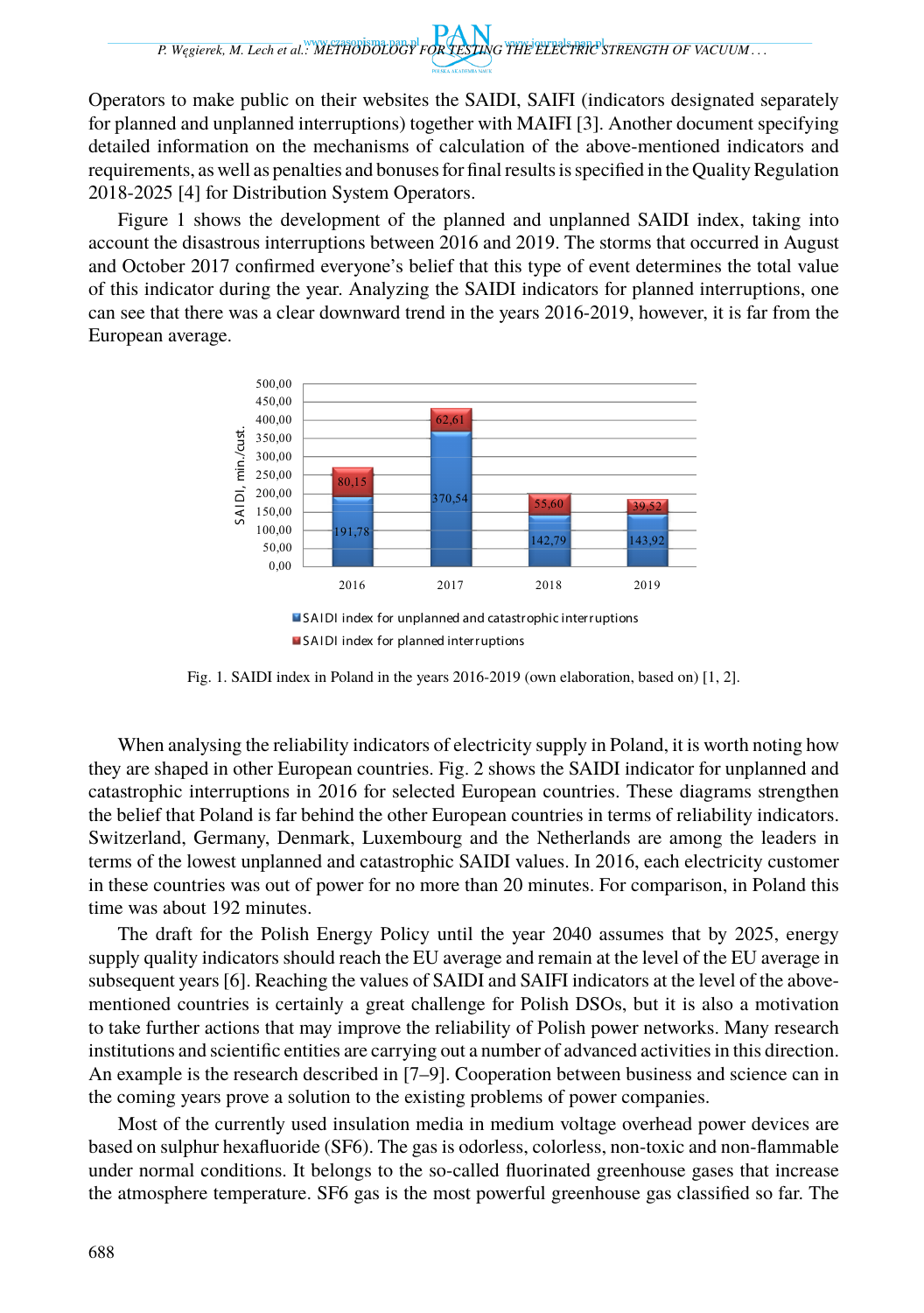Operators to make public on their websites the SAIDI, SAIFI (indicators designated separately for planned and unplanned interruptions) together with MAIFI [3]. Another document specifying detailed information on the mechanisms of calculation of the above-mentioned indicators and requirements, as well as penalties and bonuses for final results is specified in the Quality Regulation 2018-2025 [4] for Distribution System Operators.

Figure 1 shows the development of the planned and unplanned SAIDI index, taking into account the disastrous interruptions between 2016 and 2019. The storms that occurred in August and October 2017 confirmed everyone's belief that this type of event determines the total value of this indicator during the year. Analyzing the SAIDI indicators for planned interruptions, one can see that there was a clear downward trend in the years 2016-2019, however, it is far from the European average.

| Year | SAIDI index for unplanned and catastrophic interruptions (min./cust.) | SAIDI index for planned interruptions (min./cust.) |
|---|---|---|
| 2016 | 191,78 | 80,15 |
| 2017 | 370,54 | 62,61 |
| 2018 | 142,79 | 55,60 |
| 2019 | 143,92 | 39,52 |

Fig. 1. SAIDI index in Poland in the years 2016-2019 (own elaboration, based on) [1, 2].

When analysing the reliability indicators of electricity supply in Poland, it is worth noting how they are shaped in other European countries. Fig. 2 shows the SAIDI indicator for unplanned and catastrophic interruptions in 2016 for selected European countries. These diagrams strengthen the belief that Poland is far behind the other European countries in terms of reliability indicators. Switzerland, Germany, Denmark, Luxembourg and the Netherlands are among the leaders in terms of the lowest unplanned and catastrophic SAIDI values. In 2016, each electricity customer in these countries was out of power for no more than 20 minutes. For comparison, in Poland this time was about 192 minutes.

The draft for the Polish Energy Policy until the year 2040 assumes that by 2025, energy supply quality indicators should reach the EU average and remain at the level of the EU average in subsequent years [6]. Reaching the values of SAIDI and SAIFI indicators at the level of the above-mentioned countries is certainly a great challenge for Polish DSOs, but it is also a motivation to take further actions that may improve the reliability of Polish power networks. Many research institutions and scientific entities are carrying out a number of advanced activities in this direction. An example is the research described in [7–9]. Cooperation between business and science can in the coming years prove a solution to the existing problems of power companies.

Most of the currently used insulation media in medium voltage overhead power devices are based on sulphur hexafluoride (SF6). The gas is odorless, colorless, non-toxic and non-flammable under normal conditions. It belongs to the so-called fluorinated greenhouse gases that increase the atmosphere temperature. SF6 gas is the most powerful greenhouse gas classified so far. The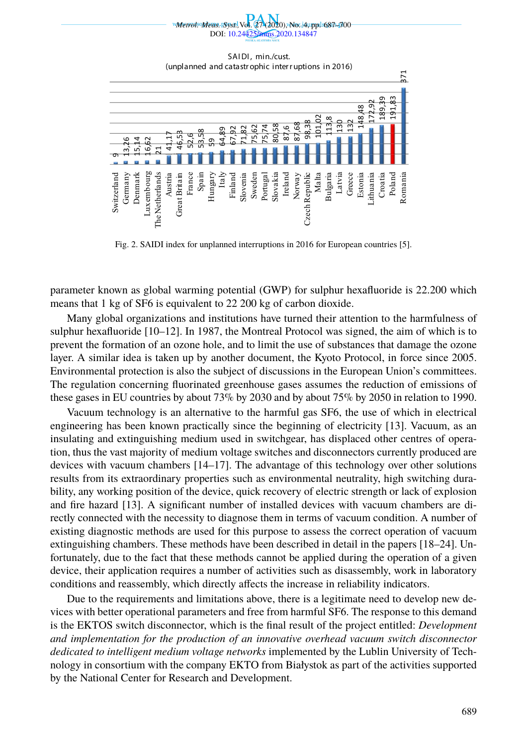SAIDI, min./cust.
(unplanned and catastrophic interruptions in 2016)

| Country | SAIDI |
| --- | --- |
| Switzerland | 9 |
| Germany | 13,26 |
| Denmark | 15,14 |
| Luxembourg | 16,62 |
| The Netherlands | 21 |
| Austria | 41,17 |
| Great Britain | 46,53 |
| France | 52,6 |
| Spain | 53,58 |
| Hungary | 59 |
| Italy | 64,89 |
| Finland | 67,92 |
| Slovenia | 71,82 |
| Sweden | 75,62 |
| Portugal | 75,74 |
| Slovakia | 80,58 |
| Ireland | 87,6 |
| Norway | 87,68 |
| Czech Republic | 98,38 |
| Malta | 101,02 |
| Bulgaria | 113,8 |
| Latvia | 130 |
| Greece | 132 |
| Estonia | 148,48 |
| Lithuania | 172,92 |
| Croatia | 189,39 |
| Poland | 191,83 |
| Romania | 371 |

Fig. 2. SAIDI index for unplanned interruptions in 2016 for European countries [5].

parameter known as global warming potential (GWP) for sulphur hexafluoride is 22.200 which means that 1 kg of SF6 is equivalent to 22 200 kg of carbon dioxide.

Many global organizations and institutions have turned their attention to the harmfulness of sulphur hexafluoride [10–12]. In 1987, the Montreal Protocol was signed, the aim of which is to prevent the formation of an ozone hole, and to limit the use of substances that damage the ozone layer. A similar idea is taken up by another document, the Kyoto Protocol, in force since 2005. Environmental protection is also the subject of discussions in the European Union's committees. The regulation concerning fluorinated greenhouse gases assumes the reduction of emissions of these gases in EU countries by about 73% by 2030 and by about 75% by 2050 in relation to 1990.

Vacuum technology is an alternative to the harmful gas SF6, the use of which in electrical engineering has been known practically since the beginning of electricity [13]. Vacuum, as an insulating and extinguishing medium used in switchgear, has displaced other centres of operation, thus the vast majority of medium voltage switches and disconnectors currently produced are devices with vacuum chambers [14–17]. The advantage of this technology over other solutions results from its extraordinary properties such as environmental neutrality, high switching durability, any working position of the device, quick recovery of electric strength or lack of explosion and fire hazard [13]. A significant number of installed devices with vacuum chambers are directly connected with the necessity to diagnose them in terms of vacuum condition. A number of existing diagnostic methods are used for this purpose to assess the correct operation of vacuum extinguishing chambers. These methods have been described in detail in the papers [18–24]. Unfortunately, due to the fact that these methods cannot be applied during the operation of a given device, their application requires a number of activities such as disassembly, work in laboratory conditions and reassembly, which directly affects the increase in reliability indicators.

Due to the requirements and limitations above, there is a legitimate need to develop new devices with better operational parameters and free from harmful SF6. The response to this demand is the EKTOS switch disconnector, which is the final result of the project entitled: *Development and implementation for the production of an innovative overhead vacuum switch disconnector dedicated to intelligent medium voltage networks* implemented by the Lublin University of Technology in consortium with the company EKTO from Białystok as part of the activities supported by the National Center for Research and Development.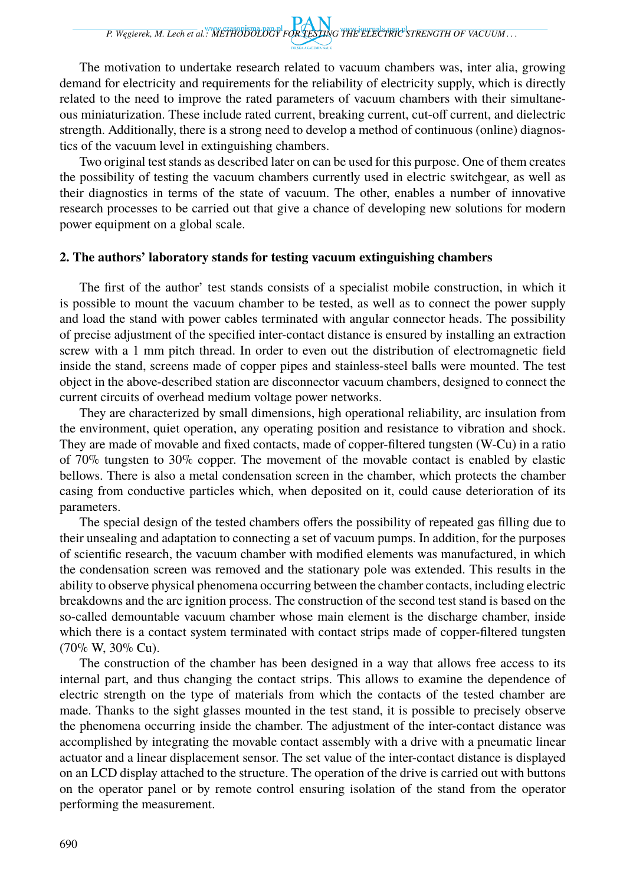The motivation to undertake research related to vacuum chambers was, inter alia, growing demand for electricity and requirements for the reliability of electricity supply, which is directly related to the need to improve the rated parameters of vacuum chambers with their simultaneous miniaturization. These include rated current, breaking current, cut-off current, and dielectric strength. Additionally, there is a strong need to develop a method of continuous (online) diagnostics of the vacuum level in extinguishing chambers.

Two original test stands as described later on can be used for this purpose. One of them creates the possibility of testing the vacuum chambers currently used in electric switchgear, as well as their diagnostics in terms of the state of vacuum. The other, enables a number of innovative research processes to be carried out that give a chance of developing new solutions for modern power equipment on a global scale.

## 2. The authors' laboratory stands for testing vacuum extinguishing chambers

The first of the author' test stands consists of a specialist mobile construction, in which it is possible to mount the vacuum chamber to be tested, as well as to connect the power supply and load the stand with power cables terminated with angular connector heads. The possibility of precise adjustment of the specified inter-contact distance is ensured by installing an extraction screw with a 1 mm pitch thread. In order to even out the distribution of electromagnetic field inside the stand, screens made of copper pipes and stainless-steel balls were mounted. The test object in the above-described station are disconnector vacuum chambers, designed to connect the current circuits of overhead medium voltage power networks.

They are characterized by small dimensions, high operational reliability, arc insulation from the environment, quiet operation, any operating position and resistance to vibration and shock. They are made of movable and fixed contacts, made of copper-filtered tungsten (W-Cu) in a ratio of 70% tungsten to 30% copper. The movement of the movable contact is enabled by elastic bellows. There is also a metal condensation screen in the chamber, which protects the chamber casing from conductive particles which, when deposited on it, could cause deterioration of its parameters.

The special design of the tested chambers offers the possibility of repeated gas filling due to their unsealing and adaptation to connecting a set of vacuum pumps. In addition, for the purposes of scientific research, the vacuum chamber with modified elements was manufactured, in which the condensation screen was removed and the stationary pole was extended. This results in the ability to observe physical phenomena occurring between the chamber contacts, including electric breakdowns and the arc ignition process. The construction of the second test stand is based on the so-called demountable vacuum chamber whose main element is the discharge chamber, inside which there is a contact system terminated with contact strips made of copper-filtered tungsten (70% W, 30% Cu).

The construction of the chamber has been designed in a way that allows free access to its internal part, and thus changing the contact strips. This allows to examine the dependence of electric strength on the type of materials from which the contacts of the tested chamber are made. Thanks to the sight glasses mounted in the test stand, it is possible to precisely observe the phenomena occurring inside the chamber. The adjustment of the inter-contact distance was accomplished by integrating the movable contact assembly with a drive with a pneumatic linear actuator and a linear displacement sensor. The set value of the inter-contact distance is displayed on an LCD display attached to the structure. The operation of the drive is carried out with buttons on the operator panel or by remote control ensuring isolation of the stand from the operator performing the measurement.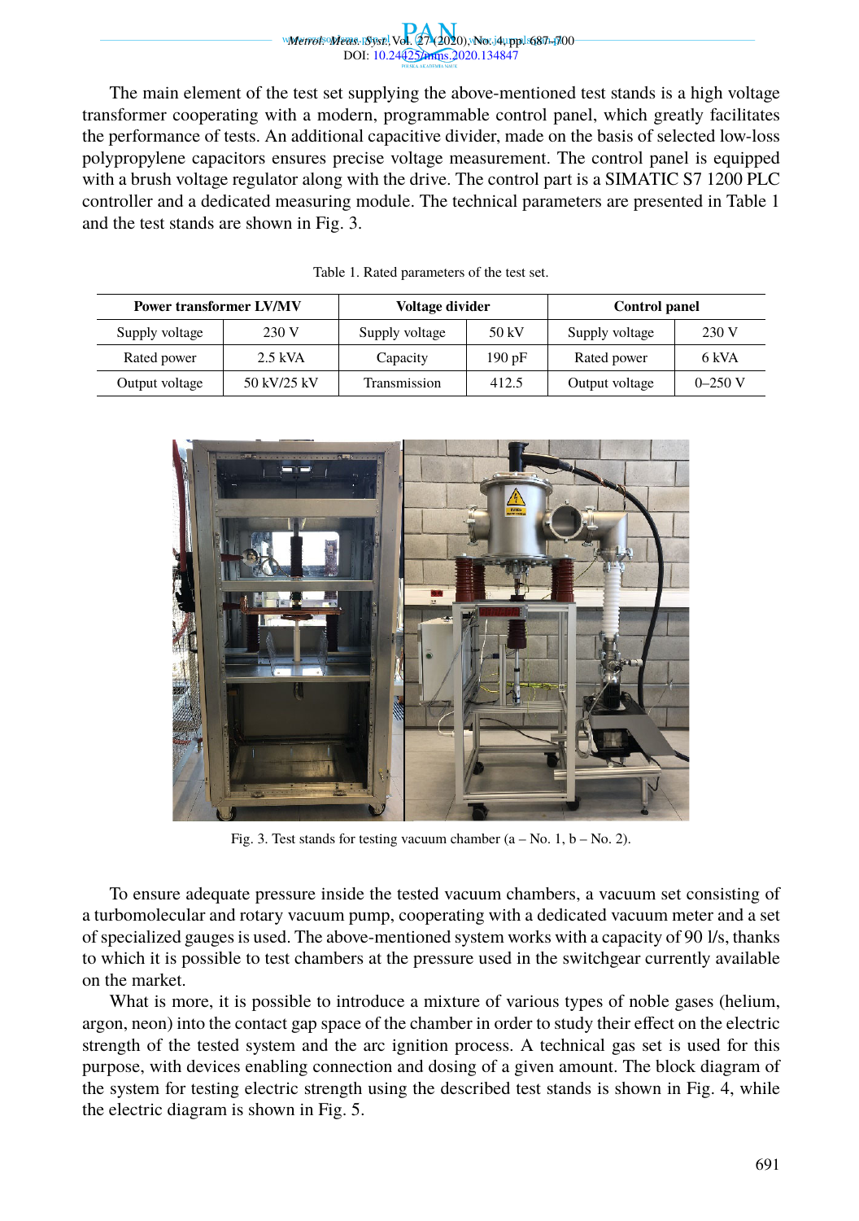The main element of the test set supplying the above-mentioned test stands is a high voltage transformer cooperating with a modern, programmable control panel, which greatly facilitates the performance of tests. An additional capacitive divider, made on the basis of selected low-loss polypropylene capacitors ensures precise voltage measurement. The control panel is equipped with a brush voltage regulator along with the drive. The control part is a SIMATIC S7 1200 PLC controller and a dedicated measuring module. The technical parameters are presented in Table 1 and the test stands are shown in Fig. 3.

Table 1. Rated parameters of the test set.

| **Power transformer LV/MV** | | **Voltage divider** | | **Control panel** | |
|---|---|---|---|---|---|
| Supply voltage | 230 V | Supply voltage | 50 kV | Supply voltage | 230 V |
| Rated power | 2.5 kVA | Capacity | 190 pF | Rated power | 6 kVA |
| Output voltage | 50 kV/25 kV | Transmission | 412.5 | Output voltage | 0–250 V |

Fig. 3. Test stands for testing vacuum chamber (a – No. 1, b – No. 2).

To ensure adequate pressure inside the tested vacuum chambers, a vacuum set consisting of a turbomolecular and rotary vacuum pump, cooperating with a dedicated vacuum meter and a set of specialized gauges is used. The above-mentioned system works with a capacity of 90 l/s, thanks to which it is possible to test chambers at the pressure used in the switchgear currently available on the market.

What is more, it is possible to introduce a mixture of various types of noble gases (helium, argon, neon) into the contact gap space of the chamber in order to study their effect on the electric strength of the tested system and the arc ignition process. A technical gas set is used for this purpose, with devices enabling connection and dosing of a given amount. The block diagram of the system for testing electric strength using the described test stands is shown in Fig. 4, while the electric diagram is shown in Fig. 5.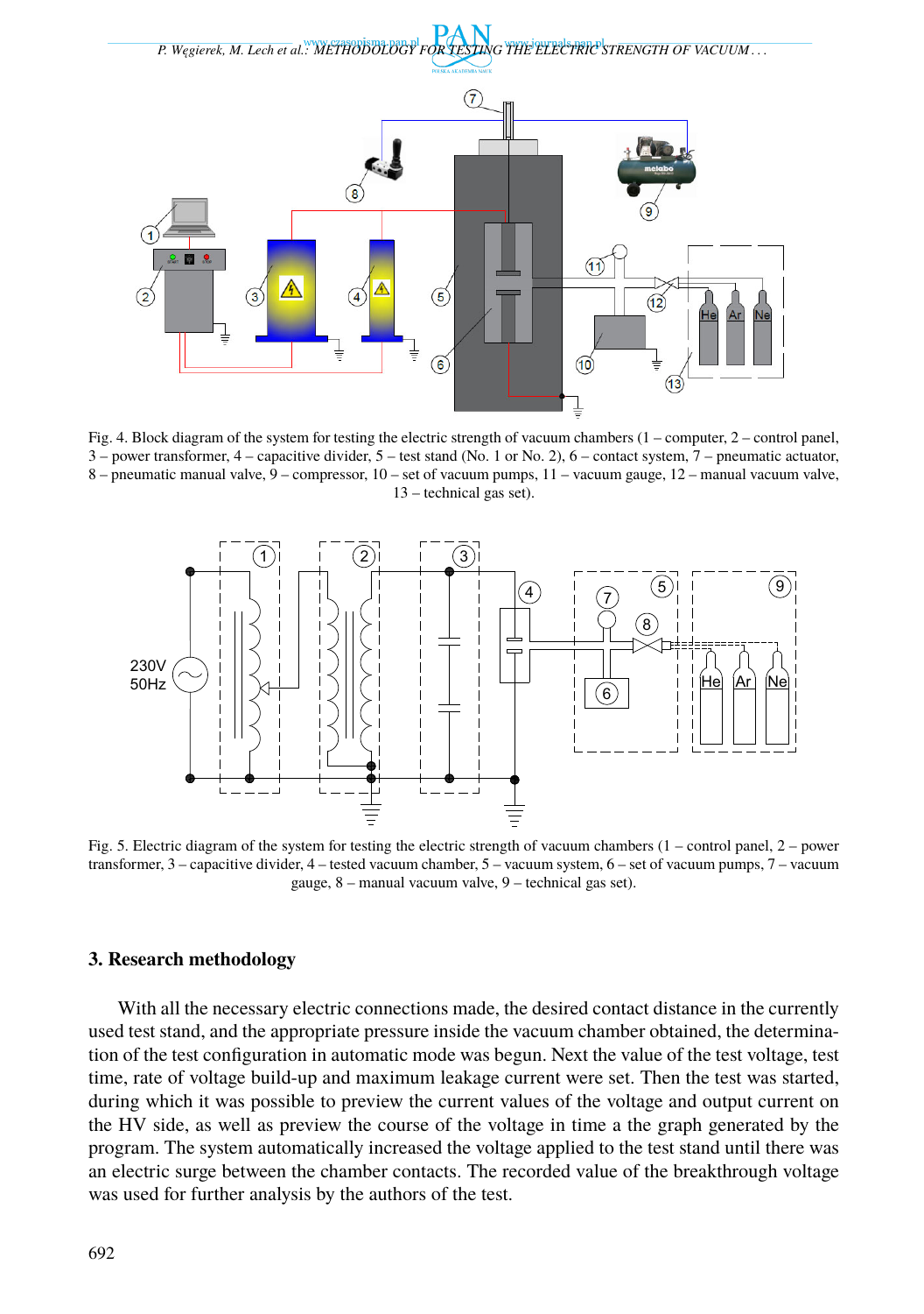Fig. 4. Block diagram of the system for testing the electric strength of vacuum chambers (1 – computer, 2 – control panel, 3 – power transformer, 4 – capacitive divider, 5 – test stand (No. 1 or No. 2), 6 – contact system, 7 – pneumatic actuator, 8 – pneumatic manual valve, 9 – compressor, 10 – set of vacuum pumps, 11 – vacuum gauge, 12 – manual vacuum valve, 13 – technical gas set).

Fig. 5. Electric diagram of the system for testing the electric strength of vacuum chambers (1 – control panel, 2 – power transformer, 3 – capacitive divider, 4 – tested vacuum chamber, 5 – vacuum system, 6 – set of vacuum pumps, 7 – vacuum gauge, 8 – manual vacuum valve, 9 – technical gas set).

## 3. Research methodology

With all the necessary electric connections made, the desired contact distance in the currently used test stand, and the appropriate pressure inside the vacuum chamber obtained, the determination of the test configuration in automatic mode was begun. Next the value of the test voltage, test time, rate of voltage build-up and maximum leakage current were set. Then the test was started, during which it was possible to preview the current values of the voltage and output current on the HV side, as well as preview the course of the voltage in time a the graph generated by the program. The system automatically increased the voltage applied to the test stand until there was an electric surge between the chamber contacts. The recorded value of the breakthrough voltage was used for further analysis by the authors of the test.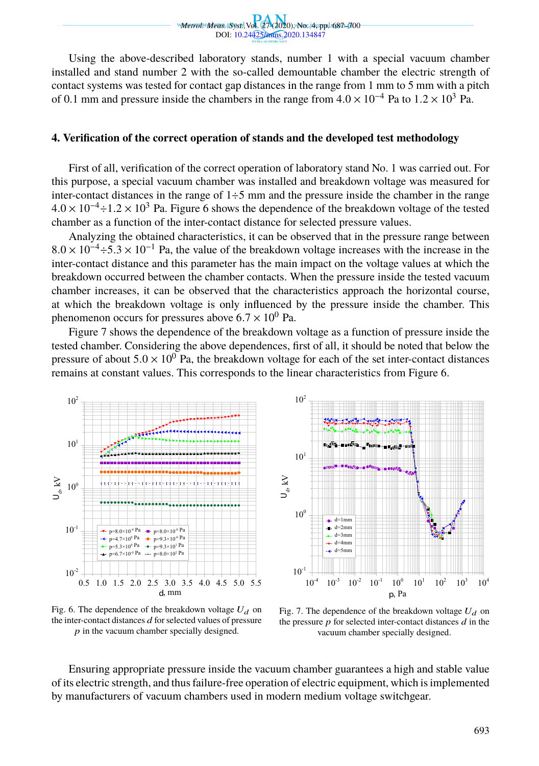Using the above-described laboratory stands, number 1 with a special vacuum chamber installed and stand number 2 with the so-called demountable chamber the electric strength of contact systems was tested for contact gap distances in the range from 1 mm to 5 mm with a pitch of 0.1 mm and pressure inside the chambers in the range from $4.0 \times 10^{-4}$ Pa to $1.2 \times 10^{3}$ Pa.

## 4. Verification of the correct operation of stands and the developed test methodology

First of all, verification of the correct operation of laboratory stand No. 1 was carried out. For this purpose, a special vacuum chamber was installed and breakdown voltage was measured for inter-contact distances in the range of 1÷5 mm and the pressure inside the chamber in the range $4.0 \times 10^{-4} \div 1.2 \times 10^{3}$ Pa. Figure 6 shows the dependence of the breakdown voltage of the tested chamber as a function of the inter-contact distance for selected pressure values.

Analyzing the obtained characteristics, it can be observed that in the pressure range between $8.0 \times 10^{-4} \div 5.3 \times 10^{-1}$ Pa, the value of the breakdown voltage increases with the increase in the inter-contact distance and this parameter has the main impact on the voltage values at which the breakdown occurred between the chamber contacts. When the pressure inside the tested vacuum chamber increases, it can be observed that the characteristics approach the horizontal course, at which the breakdown voltage is only influenced by the pressure inside the chamber. This phenomenon occurs for pressures above $6.7 \times 10^{0}$ Pa.

Figure 7 shows the dependence of the breakdown voltage as a function of pressure inside the tested chamber. Considering the above dependences, first of all, it should be noted that below the pressure of about $5.0 \times 10^{0}$ Pa, the breakdown voltage for each of the set inter-contact distances remains at constant values. This corresponds to the linear characteristics from Figure 6.

Fig. 6. The dependence of the breakdown voltage $U_d$ on the inter-contact distances $d$ for selected values of pressure $p$ in the vacuum chamber specially designed.

Fig. 7. The dependence of the breakdown voltage $U_d$ on the pressure $p$ for selected inter-contact distances $d$ in the vacuum chamber specially designed.

Ensuring appropriate pressure inside the vacuum chamber guarantees a high and stable value of its electric strength, and thus failure-free operation of electric equipment, which is implemented by manufacturers of vacuum chambers used in modern medium voltage switchgear.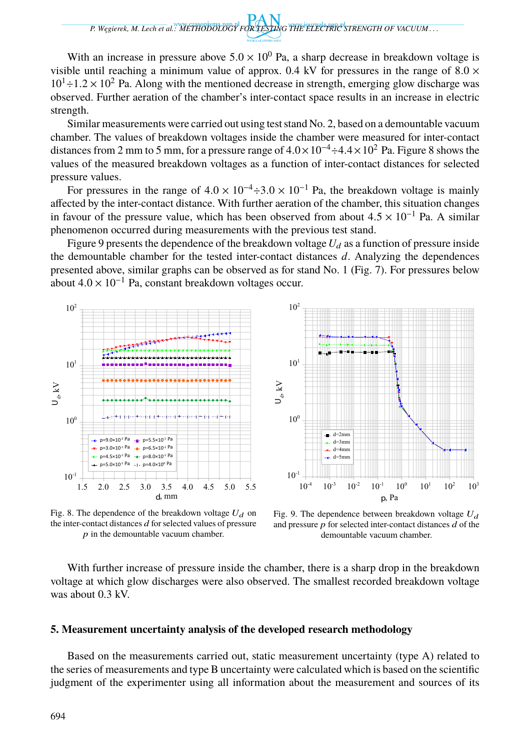With an increase in pressure above $5.0 \times 10^0$ Pa, a sharp decrease in breakdown voltage is visible until reaching a minimum value of approx. 0.4 kV for pressures in the range of $8.0 \times 10^1 \div 1.2 \times 10^2$ Pa. Along with the mentioned decrease in strength, emerging glow discharge was observed. Further aeration of the chamber's inter-contact space results in an increase in electric strength.

Similar measurements were carried out using test stand No. 2, based on a demountable vacuum chamber. The values of breakdown voltages inside the chamber were measured for inter-contact distances from 2 mm to 5 mm, for a pressure range of $4.0 \times 10^{-4} \div 4.4 \times 10^2$ Pa. Figure 8 shows the values of the measured breakdown voltages as a function of inter-contact distances for selected pressure values.

For pressures in the range of $4.0 \times 10^{-4} \div 3.0 \times 10^{-1}$ Pa, the breakdown voltage is mainly affected by the inter-contact distance. With further aeration of the chamber, this situation changes in favour of the pressure value, which has been observed from about $4.5 \times 10^{-1}$ Pa. A similar phenomenon occurred during measurements with the previous test stand.

Figure 9 presents the dependence of the breakdown voltage $U_d$ as a function of pressure inside the demountable chamber for the tested inter-contact distances $d$. Analyzing the dependences presented above, similar graphs can be observed as for stand No. 1 (Fig. 7). For pressures below about $4.0 \times 10^{-1}$ Pa, constant breakdown voltages occur.

Fig. 8. The dependence of the breakdown voltage $U_d$ on the inter-contact distances $d$ for selected values of pressure $p$ in the demountable vacuum chamber.

Fig. 9. The dependence between breakdown voltage $U_d$ and pressure $p$ for selected inter-contact distances $d$ of the demountable vacuum chamber.

With further increase of pressure inside the chamber, there is a sharp drop in the breakdown voltage at which glow discharges were also observed. The smallest recorded breakdown voltage was about 0.3 kV.

## 5. Measurement uncertainty analysis of the developed research methodology

Based on the measurements carried out, static measurement uncertainty (type A) related to the series of measurements and type B uncertainty were calculated which is based on the scientific judgment of the experimenter using all information about the measurement and sources of its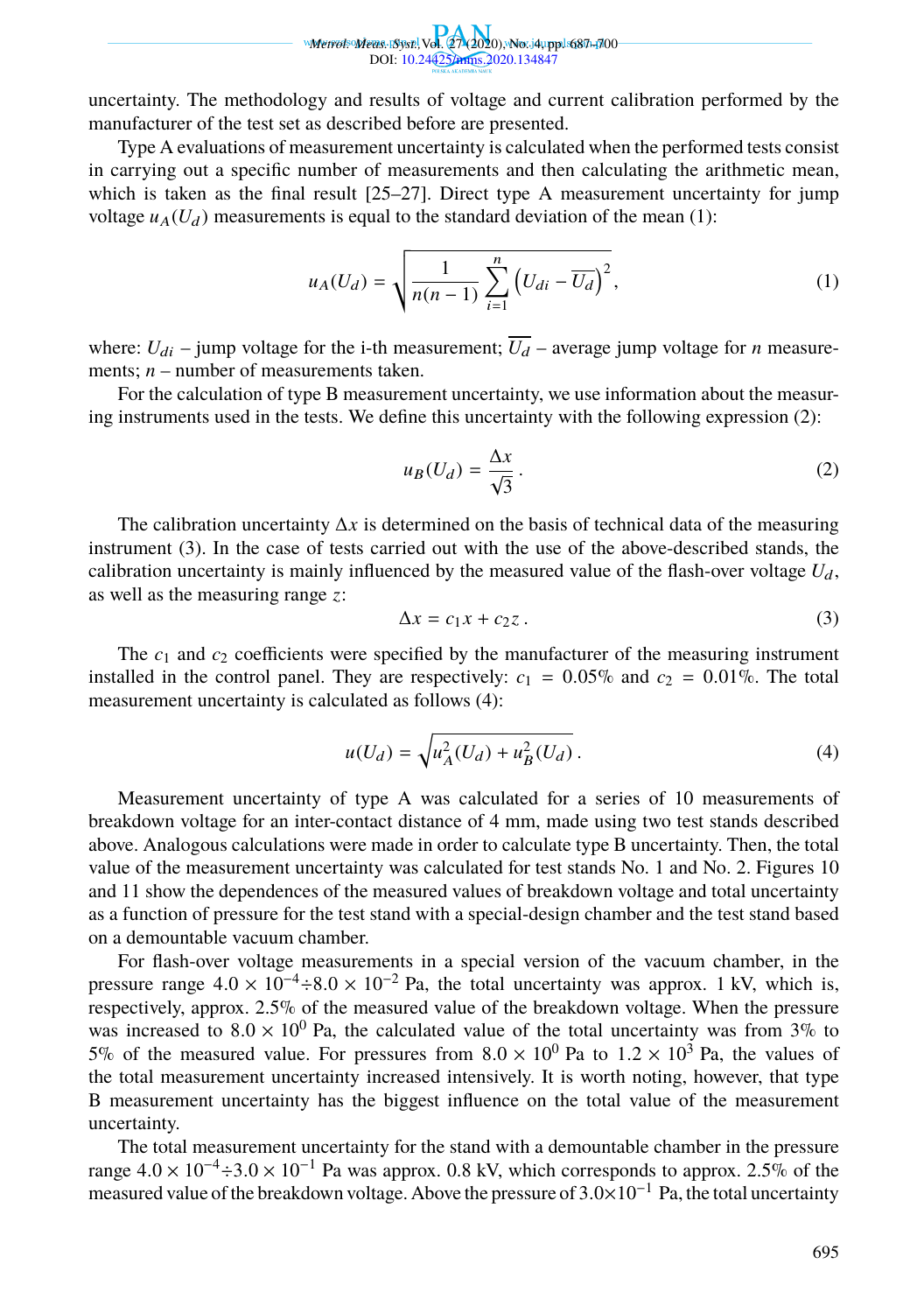uncertainty. The methodology and results of voltage and current calibration performed by the manufacturer of the test set as described before are presented.

Type A evaluations of measurement uncertainty is calculated when the performed tests consist in carrying out a specific number of measurements and then calculating the arithmetic mean, which is taken as the final result [25–27]. Direct type A measurement uncertainty for jump voltage $u_A(U_d)$ measurements is equal to the standard deviation of the mean (1):

$$u_A(U_d) = \sqrt{\frac{1}{n(n-1)} \sum_{i=1}^{n} \left(U_{di} - \overline{U_d}\right)^2}, \tag{1}$$

where: $U_{di}$ – jump voltage for the i-th measurement; $\overline{U_d}$ – average jump voltage for $n$ measurements; $n$ – number of measurements taken.

For the calculation of type B measurement uncertainty, we use information about the measuring instruments used in the tests. We define this uncertainty with the following expression (2):

$$u_B(U_d) = \frac{\Delta x}{\sqrt{3}}. \tag{2}$$

The calibration uncertainty $\Delta x$ is determined on the basis of technical data of the measuring instrument (3). In the case of tests carried out with the use of the above-described stands, the calibration uncertainty is mainly influenced by the measured value of the flash-over voltage $U_d$, as well as the measuring range $z$:

$$\Delta x = c_1 x + c_2 z. \tag{3}$$

The $c_1$ and $c_2$ coefficients were specified by the manufacturer of the measuring instrument installed in the control panel. They are respectively: $c_1 = 0.05\%$ and $c_2 = 0.01\%$. The total measurement uncertainty is calculated as follows (4):

$$u(U_d) = \sqrt{u_A^2(U_d) + u_B^2(U_d)}. \tag{4}$$

Measurement uncertainty of type A was calculated for a series of 10 measurements of breakdown voltage for an inter-contact distance of 4 mm, made using two test stands described above. Analogous calculations were made in order to calculate type B uncertainty. Then, the total value of the measurement uncertainty was calculated for test stands No. 1 and No. 2. Figures 10 and 11 show the dependences of the measured values of breakdown voltage and total uncertainty as a function of pressure for the test stand with a special-design chamber and the test stand based on a demountable vacuum chamber.

For flash-over voltage measurements in a special version of the vacuum chamber, in the pressure range $4.0 \times 10^{-4} \div 8.0 \times 10^{-2}$ Pa, the total uncertainty was approx. 1 kV, which is, respectively, approx. 2.5% of the measured value of the breakdown voltage. When the pressure was increased to $8.0 \times 10^{0}$ Pa, the calculated value of the total uncertainty was from 3% to 5% of the measured value. For pressures from $8.0 \times 10^{0}$ Pa to $1.2 \times 10^{3}$ Pa, the values of the total measurement uncertainty increased intensively. It is worth noting, however, that type B measurement uncertainty has the biggest influence on the total value of the measurement uncertainty.

The total measurement uncertainty for the stand with a demountable chamber in the pressure range $4.0 \times 10^{-4} \div 3.0 \times 10^{-1}$ Pa was approx. 0.8 kV, which corresponds to approx. 2.5% of the measured value of the breakdown voltage. Above the pressure of $3.0 \times 10^{-1}$ Pa, the total uncertainty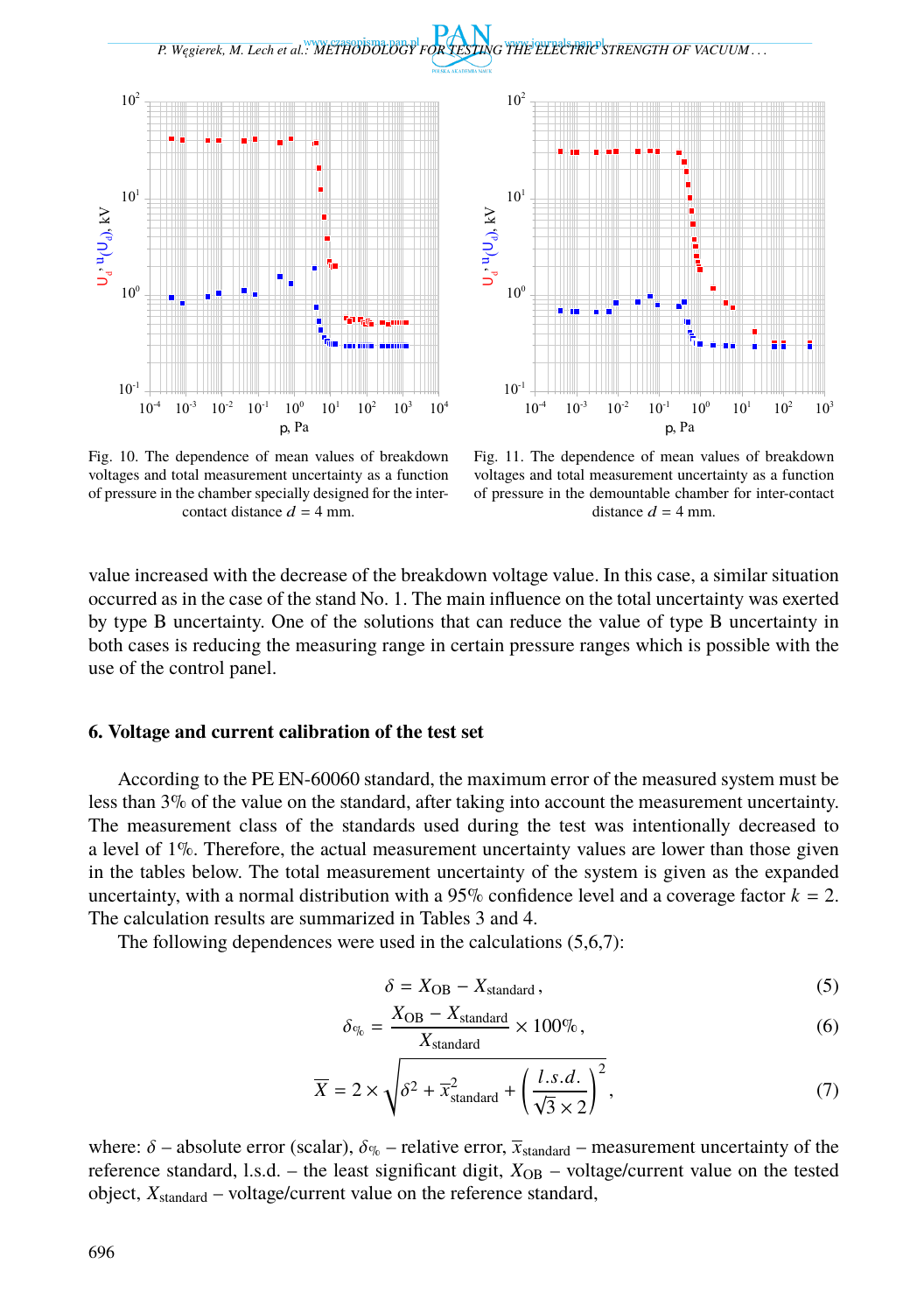Fig. 10. The dependence of mean values of breakdown voltages and total measurement uncertainty as a function of pressure in the chamber specially designed for the inter-contact distance $d = 4$ mm.

Fig. 11. The dependence of mean values of breakdown voltages and total measurement uncertainty as a function of pressure in the demountable chamber for inter-contact distance $d = 4$ mm.

value increased with the decrease of the breakdown voltage value. In this case, a similar situation occurred as in the case of the stand No. 1. The main influence on the total uncertainty was exerted by type B uncertainty. One of the solutions that can reduce the value of type B uncertainty in both cases is reducing the measuring range in certain pressure ranges which is possible with the use of the control panel.

## 6. Voltage and current calibration of the test set

According to the PE EN-60060 standard, the maximum error of the measured system must be less than 3% of the value on the standard, after taking into account the measurement uncertainty. The measurement class of the standards used during the test was intentionally decreased to a level of 1%. Therefore, the actual measurement uncertainty values are lower than those given in the tables below. The total measurement uncertainty of the system is given as the expanded uncertainty, with a normal distribution with a 95% confidence level and a coverage factor $k = 2$. The calculation results are summarized in Tables 3 and 4.

The following dependences were used in the calculations (5,6,7):

$$\delta = X_{\mathrm{OB}} - X_{\mathrm{standard}}\,, \tag{5}$$

$$\delta_{\%} = \frac{X_{\mathrm{OB}} - X_{\mathrm{standard}}}{X_{\mathrm{standard}}} \times 100\%\,, \tag{6}$$

$$\overline{X} = 2 \times \sqrt{\delta^2 + \overline{x}^2_{\mathrm{standard}} + \left(\frac{l.s.d.}{\sqrt{3} \times 2}\right)^2}\,, \tag{7}$$

where: $\delta$ – absolute error (scalar), $\delta_{\%}$ – relative error, $\overline{x}_{\mathrm{standard}}$ – measurement uncertainty of the reference standard, l.s.d. – the least significant digit, $X_{\mathrm{OB}}$ – voltage/current value on the tested object, $X_{\mathrm{standard}}$ – voltage/current value on the reference standard,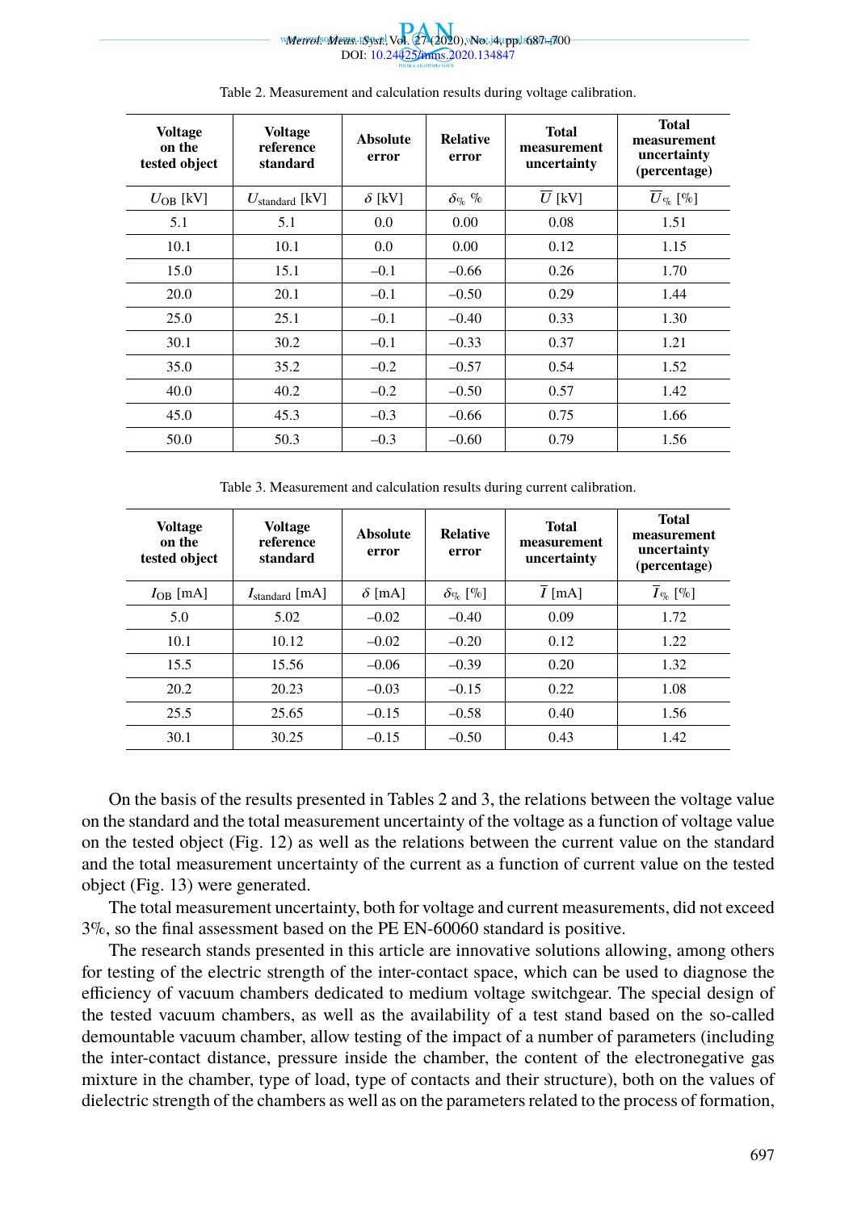Table 2. Measurement and calculation results during voltage calibration.

| Voltage on the tested object | Voltage reference standard | Absolute error | Relative error | Total measurement uncertainty | Total measurement uncertainty (percentage) |
|---|---|---|---|---|---|
| $U_{OB}$ [kV] | $U_{standard}$ [kV] | $\delta$ [kV] | $\delta_{\%}$ % | $\overline{U}$ [kV] | $\overline{U}_{\%}$ [%] |
| 5.1 | 5.1 | 0.0 | 0.00 | 0.08 | 1.51 |
| 10.1 | 10.1 | 0.0 | 0.00 | 0.12 | 1.15 |
| 15.0 | 15.1 | –0.1 | –0.66 | 0.26 | 1.70 |
| 20.0 | 20.1 | –0.1 | –0.50 | 0.29 | 1.44 |
| 25.0 | 25.1 | –0.1 | –0.40 | 0.33 | 1.30 |
| 30.1 | 30.2 | –0.1 | –0.33 | 0.37 | 1.21 |
| 35.0 | 35.2 | –0.2 | –0.57 | 0.54 | 1.52 |
| 40.0 | 40.2 | –0.2 | –0.50 | 0.57 | 1.42 |
| 45.0 | 45.3 | –0.3 | –0.66 | 0.75 | 1.66 |
| 50.0 | 50.3 | –0.3 | –0.60 | 0.79 | 1.56 |

Table 3. Measurement and calculation results during current calibration.

| Voltage on the tested object | Voltage reference standard | Absolute error | Relative error | Total measurement uncertainty | Total measurement uncertainty (percentage) |
|---|---|---|---|---|---|
| $I_{OB}$ [mA] | $I_{standard}$ [mA] | $\delta$ [mA] | $\delta_{\%}$ [%] | $\overline{I}$ [mA] | $\overline{I}_{\%}$ [%] |
| 5.0 | 5.02 | –0.02 | –0.40 | 0.09 | 1.72 |
| 10.1 | 10.12 | –0.02 | –0.20 | 0.12 | 1.22 |
| 15.5 | 15.56 | –0.06 | –0.39 | 0.20 | 1.32 |
| 20.2 | 20.23 | –0.03 | –0.15 | 0.22 | 1.08 |
| 25.5 | 25.65 | –0.15 | –0.58 | 0.40 | 1.56 |
| 30.1 | 30.25 | –0.15 | –0.50 | 0.43 | 1.42 |

On the basis of the results presented in Tables 2 and 3, the relations between the voltage value on the standard and the total measurement uncertainty of the voltage as a function of voltage value on the tested object (Fig. 12) as well as the relations between the current value on the standard and the total measurement uncertainty of the current as a function of current value on the tested object (Fig. 13) were generated.

The total measurement uncertainty, both for voltage and current measurements, did not exceed 3%, so the final assessment based on the PE EN-60060 standard is positive.

The research stands presented in this article are innovative solutions allowing, among others for testing of the electric strength of the inter-contact space, which can be used to diagnose the efficiency of vacuum chambers dedicated to medium voltage switchgear. The special design of the tested vacuum chambers, as well as the availability of a test stand based on the so-called demountable vacuum chamber, allow testing of the impact of a number of parameters (including the inter-contact distance, pressure inside the chamber, the content of the electronegative gas mixture in the chamber, type of load, type of contacts and their structure), both on the values of dielectric strength of the chambers as well as on the parameters related to the process of formation,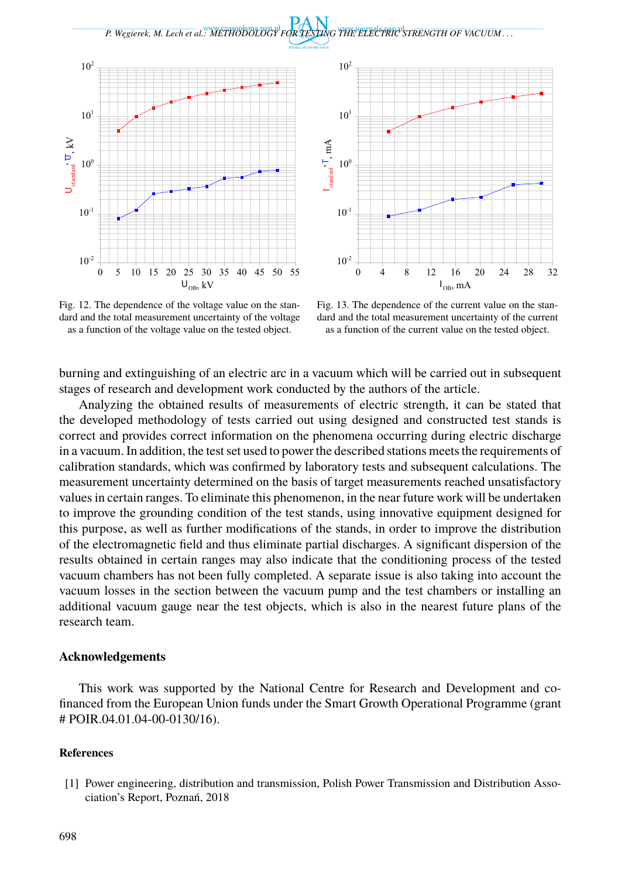Fig. 12. The dependence of the voltage value on the standard and the total measurement uncertainty of the voltage as a function of the voltage value on the tested object.

Fig. 13. The dependence of the current value on the standard and the total measurement uncertainty of the current as a function of the current value on the tested object.

burning and extinguishing of an electric arc in a vacuum which will be carried out in subsequent stages of research and development work conducted by the authors of the article.

Analyzing the obtained results of measurements of electric strength, it can be stated that the developed methodology of tests carried out using designed and constructed test stands is correct and provides correct information on the phenomena occurring during electric discharge in a vacuum. In addition, the test set used to power the described stations meets the requirements of calibration standards, which was confirmed by laboratory tests and subsequent calculations. The measurement uncertainty determined on the basis of target measurements reached unsatisfactory values in certain ranges. To eliminate this phenomenon, in the near future work will be undertaken to improve the grounding condition of the test stands, using innovative equipment designed for this purpose, as well as further modifications of the stands, in order to improve the distribution of the electromagnetic field and thus eliminate partial discharges. A significant dispersion of the results obtained in certain ranges may also indicate that the conditioning process of the tested vacuum chambers has not been fully completed. A separate issue is also taking into account the vacuum losses in the section between the vacuum pump and the test chambers or installing an additional vacuum gauge near the test objects, which is also in the nearest future plans of the research team.

## Acknowledgements

This work was supported by the National Centre for Research and Development and co-financed from the European Union funds under the Smart Growth Operational Programme (grant # POIR.04.01.04-00-0130/16).

## References

[1] Power engineering, distribution and transmission, Polish Power Transmission and Distribution Association's Report, Poznań, 2018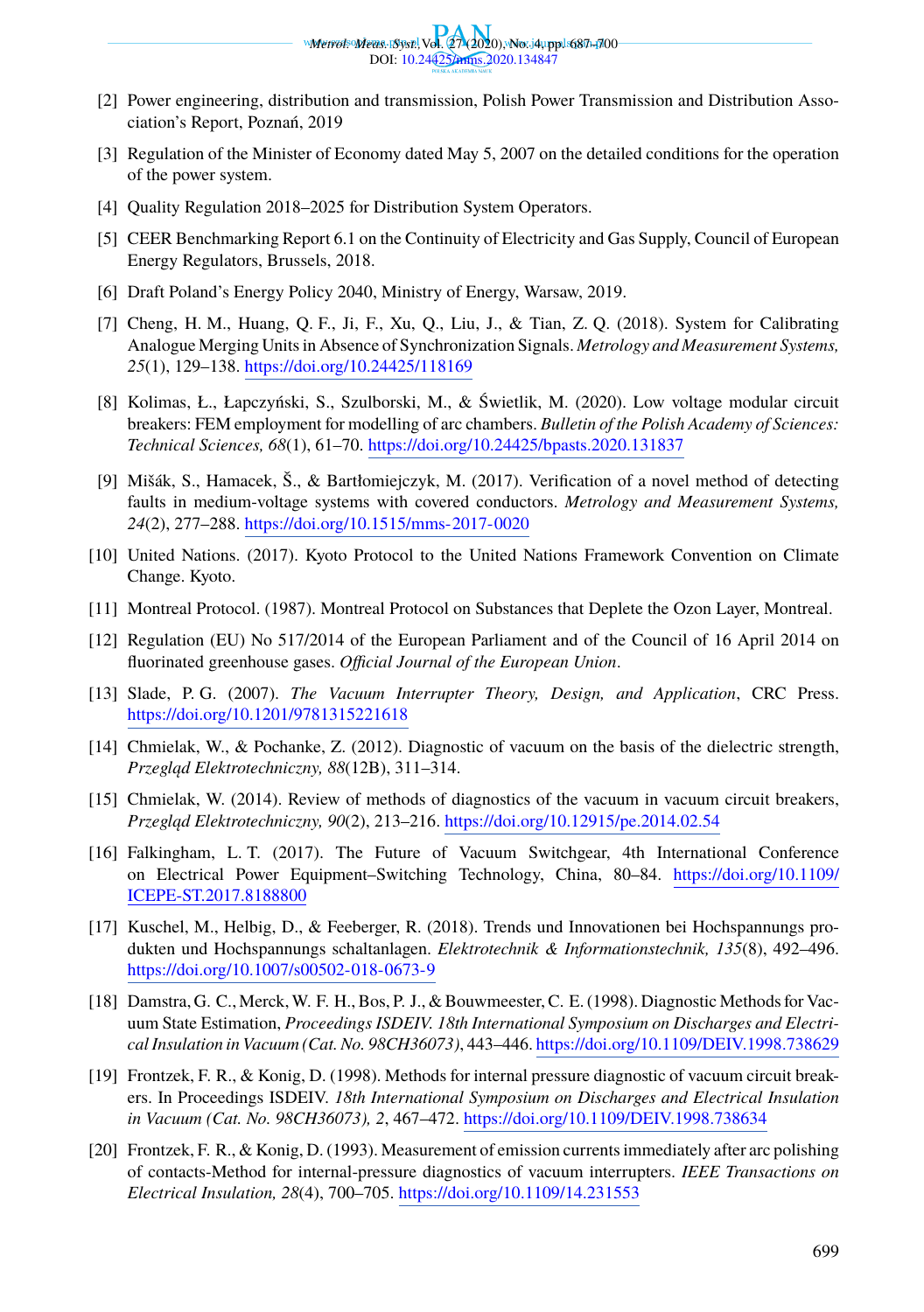[2] Power engineering, distribution and transmission, Polish Power Transmission and Distribution Association's Report, Poznań, 2019

[3] Regulation of the Minister of Economy dated May 5, 2007 on the detailed conditions for the operation of the power system.

[4] Quality Regulation 2018–2025 for Distribution System Operators.

[5] CEER Benchmarking Report 6.1 on the Continuity of Electricity and Gas Supply, Council of European Energy Regulators, Brussels, 2018.

[6] Draft Poland's Energy Policy 2040, Ministry of Energy, Warsaw, 2019.

[7] Cheng, H. M., Huang, Q. F., Ji, F., Xu, Q., Liu, J., & Tian, Z. Q. (2018). System for Calibrating Analogue Merging Units in Absence of Synchronization Signals. *Metrology and Measurement Systems, 25*(1), 129–138. https://doi.org/10.24425/118169

[8] Kolimas, Ł., Łapczyński, S., Szulborski, M., & Świetlik, M. (2020). Low voltage modular circuit breakers: FEM employment for modelling of arc chambers. *Bulletin of the Polish Academy of Sciences: Technical Sciences, 68*(1), 61–70. https://doi.org/10.24425/bpasts.2020.131837

[9] Mišák, S., Hamacek, Š., & Bartłomiejczyk, M. (2017). Verification of a novel method of detecting faults in medium-voltage systems with covered conductors. *Metrology and Measurement Systems, 24*(2), 277–288. https://doi.org/10.1515/mms-2017-0020

[10] United Nations. (2017). Kyoto Protocol to the United Nations Framework Convention on Climate Change. Kyoto.

[11] Montreal Protocol. (1987). Montreal Protocol on Substances that Deplete the Ozon Layer, Montreal.

[12] Regulation (EU) No 517/2014 of the European Parliament and of the Council of 16 April 2014 on fluorinated greenhouse gases. *Official Journal of the European Union*.

[13] Slade, P. G. (2007). *The Vacuum Interrupter Theory, Design, and Application*, CRC Press. https://doi.org/10.1201/9781315221618

[14] Chmielak, W., & Pochanke, Z. (2012). Diagnostic of vacuum on the basis of the dielectric strength, *Przegląd Elektrotechniczny, 88*(12B), 311–314.

[15] Chmielak, W. (2014). Review of methods of diagnostics of the vacuum in vacuum circuit breakers, *Przegląd Elektrotechniczny, 90*(2), 213–216. https://doi.org/10.12915/pe.2014.02.54

[16] Falkingham, L. T. (2017). The Future of Vacuum Switchgear, 4th International Conference on Electrical Power Equipment–Switching Technology, China, 80–84. https://doi.org/10.1109/ICEPE-ST.2017.8188800

[17] Kuschel, M., Helbig, D., & Feeberger, R. (2018). Trends und Innovationen bei Hochspannungs produkten und Hochspannungs schaltanlagen. *Elektrotechnik & Informationstechnik, 135*(8), 492–496. https://doi.org/10.1007/s00502-018-0673-9

[18] Damstra, G. C., Merck, W. F. H., Bos, P. J., & Bouwmeester, C. E. (1998). Diagnostic Methods for Vacuum State Estimation, *Proceedings ISDEIV. 18th International Symposium on Discharges and Electrical Insulation in Vacuum (Cat. No. 98CH36073)*, 443–446. https://doi.org/10.1109/DEIV.1998.738629

[19] Frontzek, F. R., & Konig, D. (1998). Methods for internal pressure diagnostic of vacuum circuit breakers. In Proceedings ISDEIV. *18th International Symposium on Discharges and Electrical Insulation in Vacuum (Cat. No. 98CH36073), 2*, 467–472. https://doi.org/10.1109/DEIV.1998.738634

[20] Frontzek, F. R., & Konig, D. (1993). Measurement of emission currents immediately after arc polishing of contacts-Method for internal-pressure diagnostics of vacuum interrupters. *IEEE Transactions on Electrical Insulation, 28*(4), 700–705. https://doi.org/10.1109/14.231553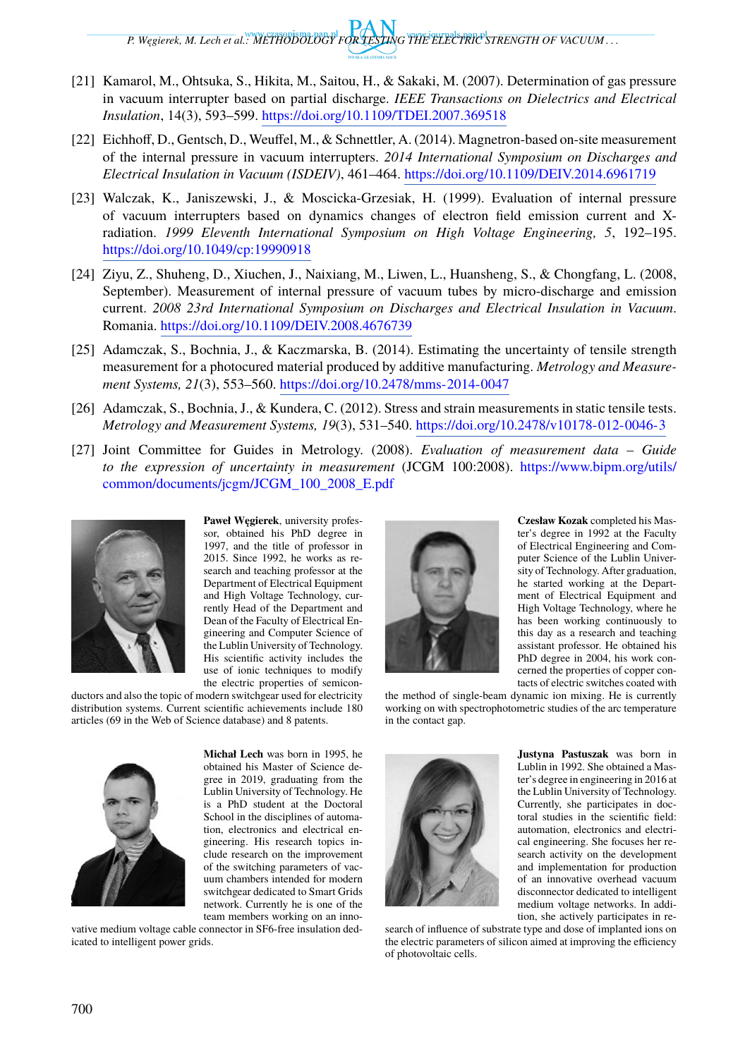[21] Kamarol, M., Ohtsuka, S., Hikita, M., Saitou, H., & Sakaki, M. (2007). Determination of gas pressure in vacuum interrupter based on partial discharge. *IEEE Transactions on Dielectrics and Electrical Insulation*, 14(3), 593–599. https://doi.org/10.1109/TDEI.2007.369518

[22] Eichhoff, D., Gentsch, D., Weuffel, M., & Schnettler, A. (2014). Magnetron-based on-site measurement of the internal pressure in vacuum interrupters. *2014 International Symposium on Discharges and Electrical Insulation in Vacuum (ISDEIV)*, 461–464. https://doi.org/10.1109/DEIV.2014.6961719

[23] Walczak, K., Janiszewski, J., & Moscicka-Grzesiak, H. (1999). Evaluation of internal pressure of vacuum interrupters based on dynamics changes of electron field emission current and X-radiation. *1999 Eleventh International Symposium on High Voltage Engineering, 5*, 192–195. https://doi.org/10.1049/cp:19990918

[24] Ziyu, Z., Shuheng, D., Xiuchen, J., Naixiang, M., Liwen, L., Huansheng, S., & Chongfang, L. (2008, September). Measurement of internal pressure of vacuum tubes by micro-discharge and emission current. *2008 23rd International Symposium on Discharges and Electrical Insulation in Vacuum*. Romania. https://doi.org/10.1109/DEIV.2008.4676739

[25] Adamczak, S., Bochnia, J., & Kaczmarska, B. (2014). Estimating the uncertainty of tensile strength measurement for a photocured material produced by additive manufacturing. *Metrology and Measurement Systems, 21*(3), 553–560. https://doi.org/10.2478/mms-2014-0047

[26] Adamczak, S., Bochnia, J., & Kundera, C. (2012). Stress and strain measurements in static tensile tests. *Metrology and Measurement Systems, 19*(3), 531–540. https://doi.org/10.2478/v10178-012-0046-3

[27] Joint Committee for Guides in Metrology. (2008). *Evaluation of measurement data – Guide to the expression of uncertainty in measurement* (JCGM 100:2008). https://www.bipm.org/utils/common/documents/jcgm/JCGM_100_2008_E.pdf

**Paweł Węgierek**, university professor, obtained his PhD degree in 1997, and the title of professor in 2015. Since 1992, he works as research and teaching professor at the Department of Electrical Equipment and High Voltage Technology, currently Head of the Department and Dean of the Faculty of Electrical Engineering and Computer Science of the Lublin University of Technology. His scientific activity includes the use of ionic techniques to modify the electric properties of semiconductors and also the topic of modern switchgear used for electricity distribution systems. Current scientific achievements include 180 articles (69 in the Web of Science database) and 8 patents.

**Czesław Kozak** completed his Master's degree in 1992 at the Faculty of Electrical Engineering and Computer Science of the Lublin University of Technology. After graduation, he started working at the Department of Electrical Equipment and High Voltage Technology, where he has been working continuously to this day as a research and teaching assistant professor. He obtained his PhD degree in 2004, his work concerned the properties of copper contacts of electric switches coated with the method of single-beam dynamic ion mixing. He is currently working on with spectrophotometric studies of the arc temperature in the contact gap.

**Michał Lech** was born in 1995, he obtained his Master of Science degree in 2019, graduating from the Lublin University of Technology. He is a PhD student at the Doctoral School in the disciplines of automation, electronics and electrical engineering. His research topics include research on the improvement of the switching parameters of vacuum chambers intended for modern switchgear dedicated to Smart Grids network. Currently he is one of the team members working on an innovative medium voltage cable connector in SF6-free insulation dedicated to intelligent power grids.

**Justyna Pastuszak** was born in Lublin in 1992. She obtained a Master's degree in engineering in 2016 at the Lublin University of Technology. Currently, she participates in doctoral studies in the scientific field: automation, electronics and electrical engineering. She focuses her research activity on the development and implementation for production of an innovative overhead vacuum disconnector dedicated to intelligent medium voltage networks. In addition, she actively participates in research of influence of substrate type and dose of implanted ions on the electric parameters of silicon aimed at improving the efficiency of photovoltaic cells.